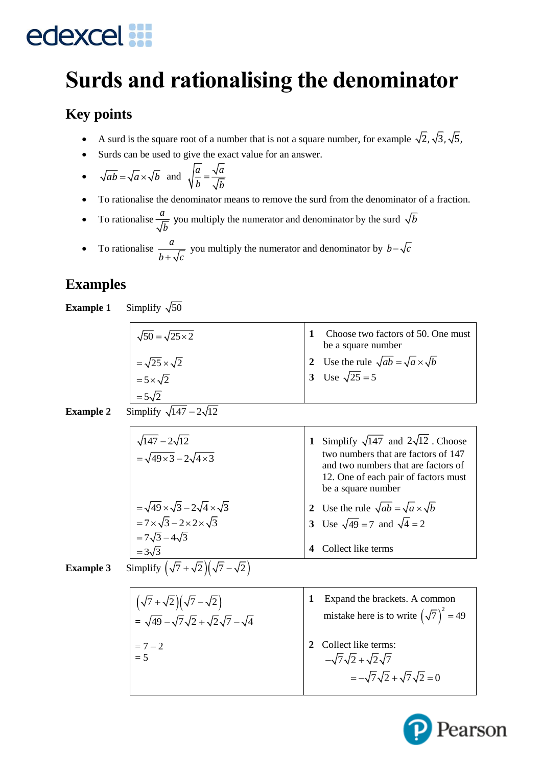# Surds and rationalising the denominator

## Key points

- A surd is the square root of a number that is not a square number, for example $\sqrt{2}, \sqrt{3}, \sqrt{5},$
- Surds can be used to give the exact value for an answer.
- $\sqrt{ab} = \sqrt{a} \times \sqrt{b}$ and $\sqrt{\frac{a}{b}} = \frac{\sqrt{a}}{\sqrt{b}}$
- To rationalise the denominator means to remove the surd from the denominator of a fraction.
- To rationalise $\frac{a}{\sqrt{b}}$ you multiply the numerator and denominator by the surd $\sqrt{b}$
- To rationalise $\frac{a}{b+\sqrt{c}}$ you multiply the numerator and denominator by $b-\sqrt{c}$

## Examples

**Example 1** Simplify $\sqrt{50}$

| Working | Notes |
|---|---|
| $\sqrt{50} = \sqrt{25 \times 2}$ | **1** Choose two factors of 50. One must be a square number |
| $= \sqrt{25} \times \sqrt{2}$ | **2** Use the rule $\sqrt{ab} = \sqrt{a} \times \sqrt{b}$ |
| $= 5 \times \sqrt{2}$ | **3** Use $\sqrt{25} = 5$ |
| $= 5\sqrt{2}$ | |

**Example 2** Simplify $\sqrt{147} - 2\sqrt{12}$

| Working | Notes |
|---|---|
| $\sqrt{147} - 2\sqrt{12}$ <br> $= \sqrt{49 \times 3} - 2\sqrt{4 \times 3}$ | **1** Simplify $\sqrt{147}$ and $2\sqrt{12}$. Choose two numbers that are factors of 147 and two numbers that are factors of 12. One of each pair of factors must be a square number |
| $= \sqrt{49} \times \sqrt{3} - 2\sqrt{4} \times \sqrt{3}$ | **2** Use the rule $\sqrt{ab} = \sqrt{a} \times \sqrt{b}$ |
| $= 7 \times \sqrt{3} - 2 \times 2 \times \sqrt{3}$ <br> $= 7\sqrt{3} - 4\sqrt{3}$ | **3** Use $\sqrt{49} = 7$ and $\sqrt{4} = 2$ |
| $= 3\sqrt{3}$ | **4** Collect like terms |

**Example 3** Simplify $\left(\sqrt{7}+\sqrt{2}\right)\left(\sqrt{7}-\sqrt{2}\right)$

| Working | Notes |
|---|---|
| $\left(\sqrt{7}+\sqrt{2}\right)\left(\sqrt{7}-\sqrt{2}\right)$ <br> $= \sqrt{49} - \sqrt{7}\sqrt{2} + \sqrt{2}\sqrt{7} - \sqrt{4}$ | **1** Expand the brackets. A common mistake here is to write $\left(\sqrt{7}\right)^2 = 49$ |
| $= 7 - 2$ <br> $= 5$ | **2** Collect like terms: <br> $-\sqrt{7}\sqrt{2} + \sqrt{2}\sqrt{7}$ <br> $= -\sqrt{7}\sqrt{2} + \sqrt{7}\sqrt{2} = 0$ |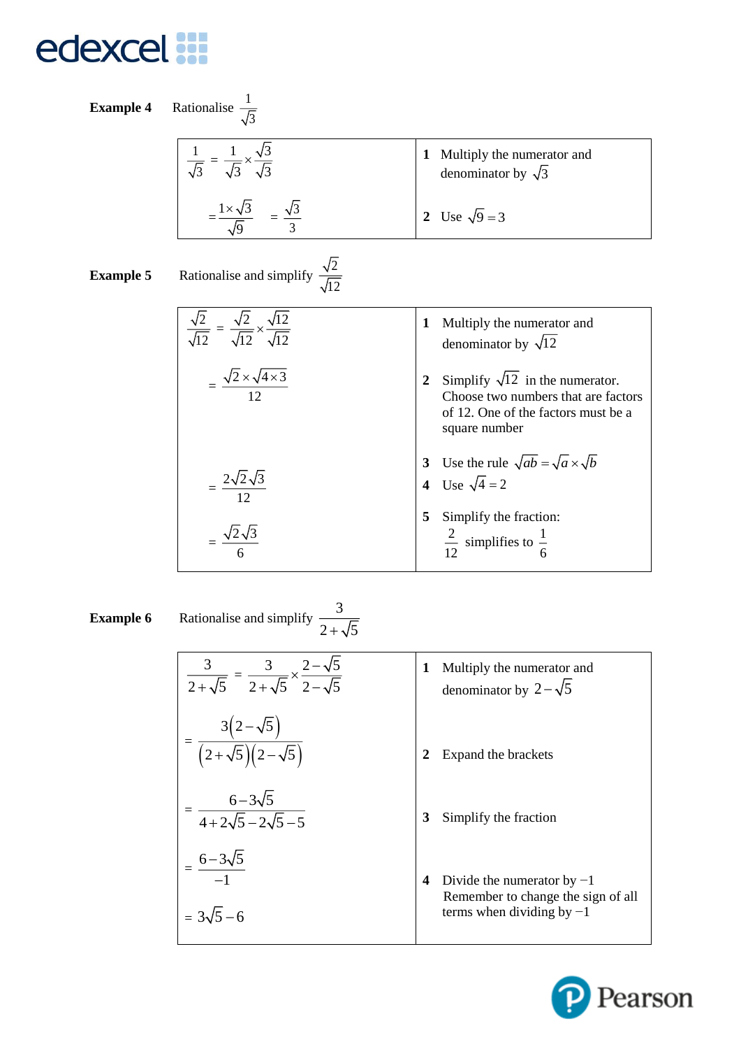**Example 4** Rationalise $\frac{1}{\sqrt{3}}$

| | |
|---|---|
| $\frac{1}{\sqrt{3}} = \frac{1}{\sqrt{3}} \times \frac{\sqrt{3}}{\sqrt{3}}$ | **1** Multiply the numerator and denominator by $\sqrt{3}$ |
| $= \frac{1 \times \sqrt{3}}{\sqrt{9}} = \frac{\sqrt{3}}{3}$ | **2** Use $\sqrt{9} = 3$ |

**Example 5** Rationalise and simplify $\frac{\sqrt{2}}{\sqrt{12}}$

| | |
|---|---|
| $\frac{\sqrt{2}}{\sqrt{12}} = \frac{\sqrt{2}}{\sqrt{12}} \times \frac{\sqrt{12}}{\sqrt{12}}$ | **1** Multiply the numerator and denominator by $\sqrt{12}$ |
| $= \frac{\sqrt{2} \times \sqrt{4 \times 3}}{12}$ | **2** Simplify $\sqrt{12}$ in the numerator. Choose two numbers that are factors of 12. One of the factors must be a square number |
| $= \frac{2\sqrt{2}\sqrt{3}}{12}$ | **3** Use the rule $\sqrt{ab} = \sqrt{a} \times \sqrt{b}$ <br> **4** Use $\sqrt{4} = 2$ |
| $= \frac{\sqrt{2}\sqrt{3}}{6}$ | **5** Simplify the fraction: $\frac{2}{12}$ simplifies to $\frac{1}{6}$ |

**Example 6** Rationalise and simplify $\frac{3}{2+\sqrt{5}}$

| | |
|---|---|
| $\frac{3}{2+\sqrt{5}} = \frac{3}{2+\sqrt{5}} \times \frac{2-\sqrt{5}}{2-\sqrt{5}}$ | **1** Multiply the numerator and denominator by $2-\sqrt{5}$ |
| $= \frac{3\left(2-\sqrt{5}\right)}{\left(2+\sqrt{5}\right)\left(2-\sqrt{5}\right)}$ | **2** Expand the brackets |
| $= \frac{6-3\sqrt{5}}{4+2\sqrt{5}-2\sqrt{5}-5}$ | **3** Simplify the fraction |
| $= \frac{6-3\sqrt{5}}{-1}$ <br> $= 3\sqrt{5}-6$ | **4** Divide the numerator by $-1$ Remember to change the sign of all terms when dividing by $-1$ |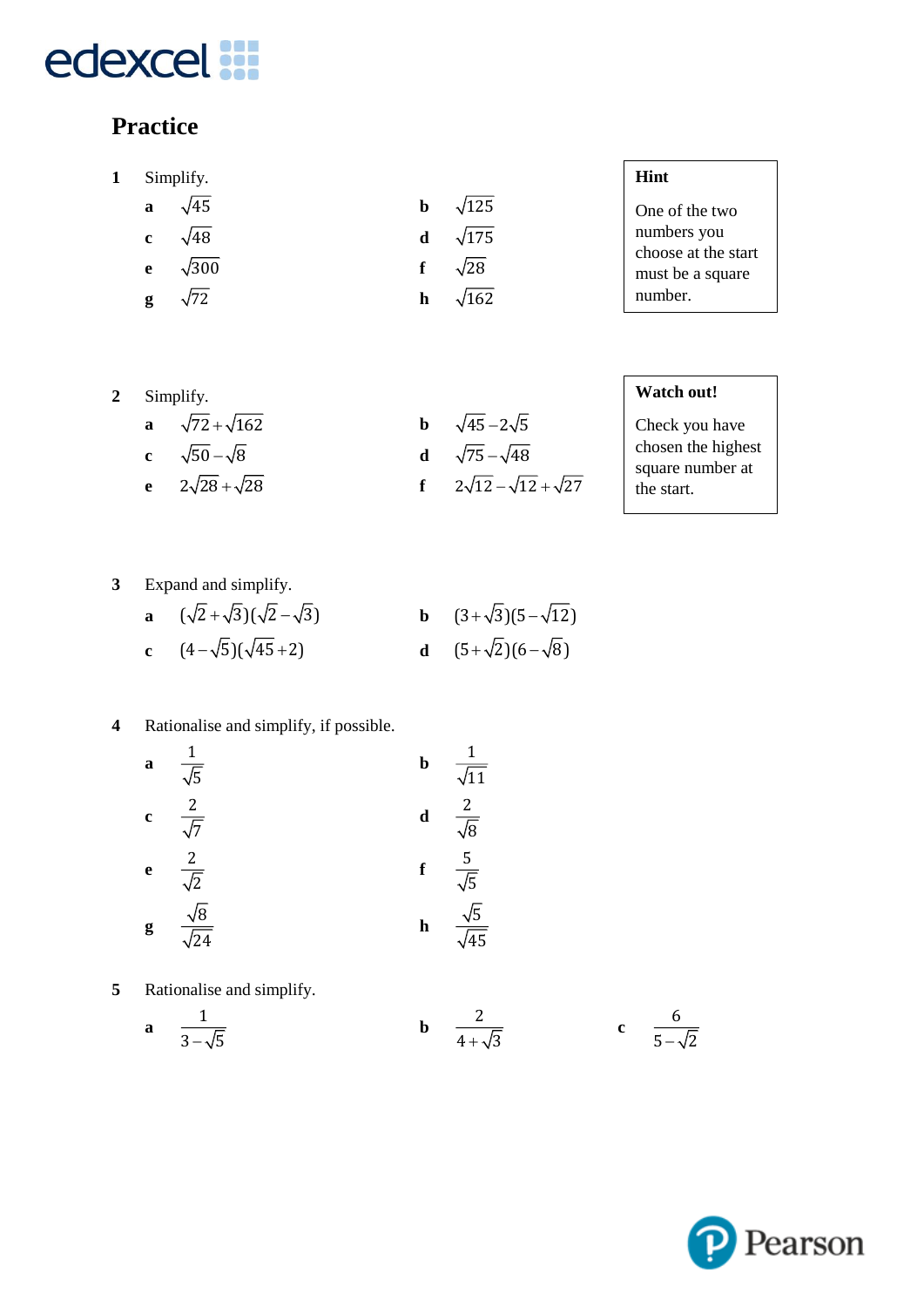## Practice

**Hint**

One of the two numbers you choose at the start must be a square number.

**1** Simplify.

**a** $\sqrt{45}$  **b** $\sqrt{125}$

**c** $\sqrt{48}$  **d** $\sqrt{175}$

**e** $\sqrt{300}$  **f** $\sqrt{28}$

**g** $\sqrt{72}$  **h** $\sqrt{162}$

**Watch out!**

Check you have chosen the highest square number at the start.

**2** Simplify.

**a** $\sqrt{72}+\sqrt{162}$  **b** $\sqrt{45}-2\sqrt{5}$

**c** $\sqrt{50}-\sqrt{8}$  **d** $\sqrt{75}-\sqrt{48}$

**e** $2\sqrt{28}+\sqrt{28}$  **f** $2\sqrt{12}-\sqrt{12}+\sqrt{27}$

**3** Expand and simplify.

**a** $(\sqrt{2}+\sqrt{3})(\sqrt{2}-\sqrt{3})$  **b** $(3+\sqrt{3})(5-\sqrt{12})$

**c** $(4-\sqrt{5})(\sqrt{45}+2)$  **d** $(5+\sqrt{2})(6-\sqrt{8})$

**4** Rationalise and simplify, if possible.

**a** $\dfrac{1}{\sqrt{5}}$  **b** $\dfrac{1}{\sqrt{11}}$

**c** $\dfrac{2}{\sqrt{7}}$  **d** $\dfrac{2}{\sqrt{8}}$

**e** $\dfrac{2}{\sqrt{2}}$  **f** $\dfrac{5}{\sqrt{5}}$

**g** $\dfrac{\sqrt{8}}{\sqrt{24}}$  **h** $\dfrac{\sqrt{5}}{\sqrt{45}}$

**5** Rationalise and simplify.

**a** $\dfrac{1}{3-\sqrt{5}}$  **b** $\dfrac{2}{4+\sqrt{3}}$  **c** $\dfrac{6}{5-\sqrt{2}}$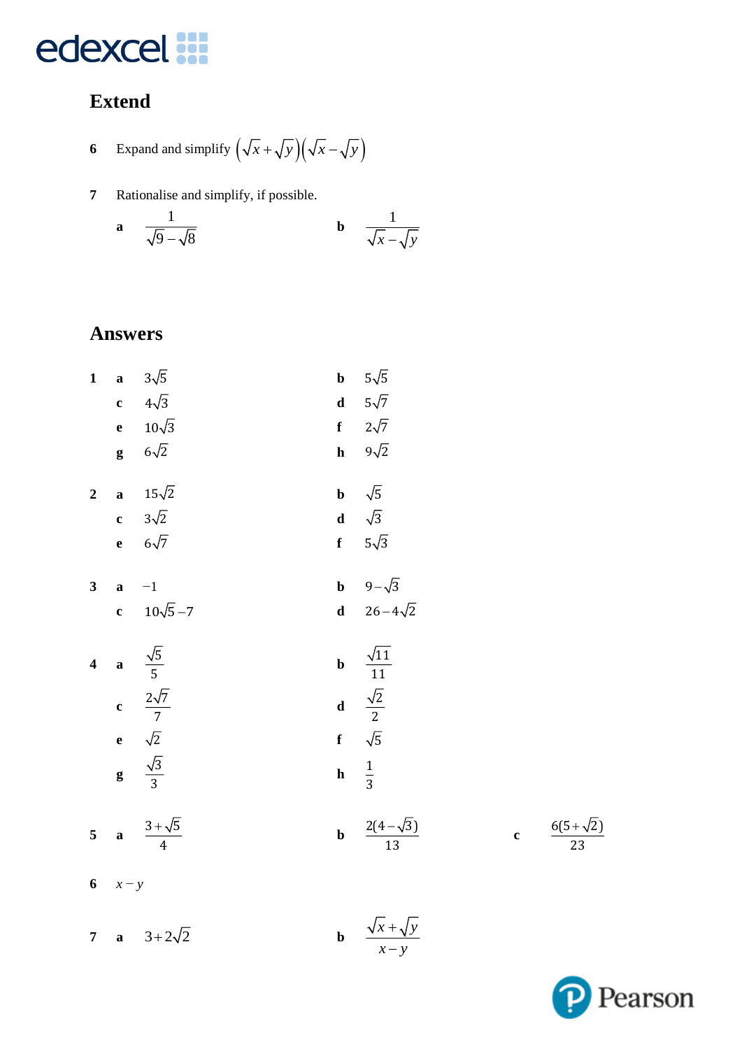## Extend

**6** Expand and simplify $\left(\sqrt{x}+\sqrt{y}\right)\left(\sqrt{x}-\sqrt{y}\right)$

**7** Rationalise and simplify, if possible.

**a** $\dfrac{1}{\sqrt{9}-\sqrt{8}}$  **b** $\dfrac{1}{\sqrt{x}-\sqrt{y}}$

## Answers

**1**
- **a** $3\sqrt{5}$  **b** $5\sqrt{5}$
- **c** $4\sqrt{3}$  **d** $5\sqrt{7}$
- **e** $10\sqrt{3}$  **f** $2\sqrt{7}$
- **g** $6\sqrt{2}$  **h** $9\sqrt{2}$

**2**
- **a** $15\sqrt{2}$  **b** $\sqrt{5}$
- **c** $3\sqrt{2}$  **d** $\sqrt{3}$
- **e** $6\sqrt{7}$  **f** $5\sqrt{3}$

**3**
- **a** $-1$  **b** $9-\sqrt{3}$
- **c** $10\sqrt{5}-7$  **d** $26-4\sqrt{2}$

**4**
- **a** $\dfrac{\sqrt{5}}{5}$  **b** $\dfrac{\sqrt{11}}{11}$
- **c** $\dfrac{2\sqrt{7}}{7}$  **d** $\dfrac{\sqrt{2}}{2}$
- **e** $\sqrt{2}$  **f** $\sqrt{5}$
- **g** $\dfrac{\sqrt{3}}{3}$  **h** $\dfrac{1}{3}$

**5**
- **a** $\dfrac{3+\sqrt{5}}{4}$  **b** $\dfrac{2(4-\sqrt{3})}{13}$  **c** $\dfrac{6(5+\sqrt{2})}{23}$

**6** $x-y$

**7**
- **a** $3+2\sqrt{2}$  **b** $\dfrac{\sqrt{x}+\sqrt{y}}{x-y}$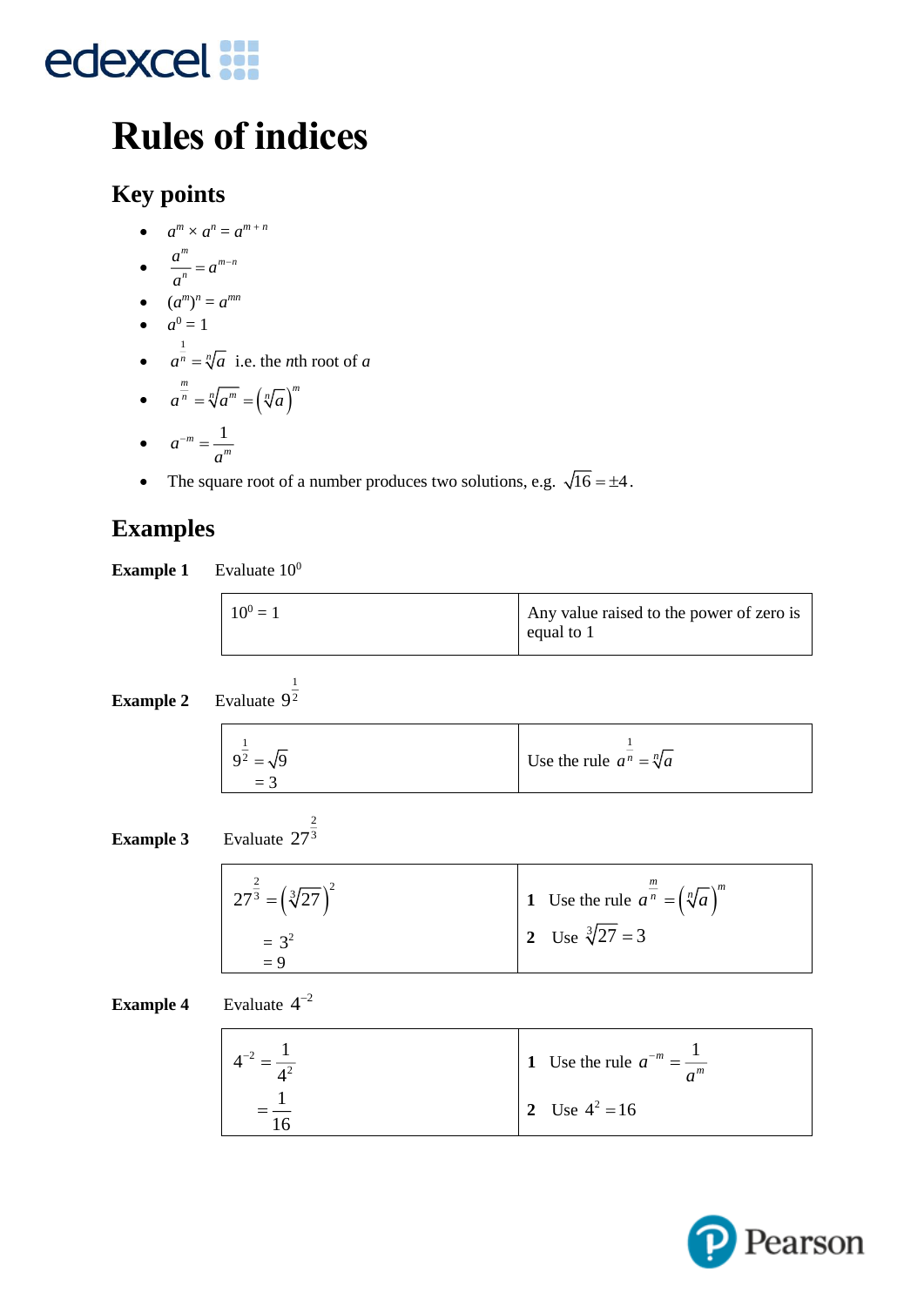# Rules of indices

## Key points

- $a^m \times a^n = a^{m+n}$
- $\dfrac{a^m}{a^n} = a^{m-n}$
- $(a^m)^n = a^{mn}$
- $a^0 = 1$
- $a^{\frac{1}{n}} = \sqrt[n]{a}$ i.e. the *n*th root of *a*
- $a^{\frac{m}{n}} = \sqrt[n]{a^m} = \left(\sqrt[n]{a}\right)^m$
- $a^{-m} = \dfrac{1}{a^m}$
- The square root of a number produces two solutions, e.g. $\sqrt{16} = \pm 4$.

## Examples

**Example 1** Evaluate $10^0$

| | |
|---|---|
| $10^0 = 1$ | Any value raised to the power of zero is equal to 1 |

**Example 2** Evaluate $9^{\frac{1}{2}}$

| | |
|---|---|
| $9^{\frac{1}{2}} = \sqrt{9}$<br>$= 3$ | Use the rule $a^{\frac{1}{n}} = \sqrt[n]{a}$ |

**Example 3** Evaluate $27^{\frac{2}{3}}$

| | |
|---|---|
| $27^{\frac{2}{3}} = \left(\sqrt[3]{27}\right)^2$<br>$= 3^2$<br>$= 9$ | **1** Use the rule $a^{\frac{m}{n}} = \left(\sqrt[n]{a}\right)^m$<br>**2** Use $\sqrt[3]{27} = 3$ |

**Example 4** Evaluate $4^{-2}$

| | |
|---|---|
| $4^{-2} = \dfrac{1}{4^2}$<br>$= \dfrac{1}{16}$ | **1** Use the rule $a^{-m} = \dfrac{1}{a^m}$<br>**2** Use $4^2 = 16$ |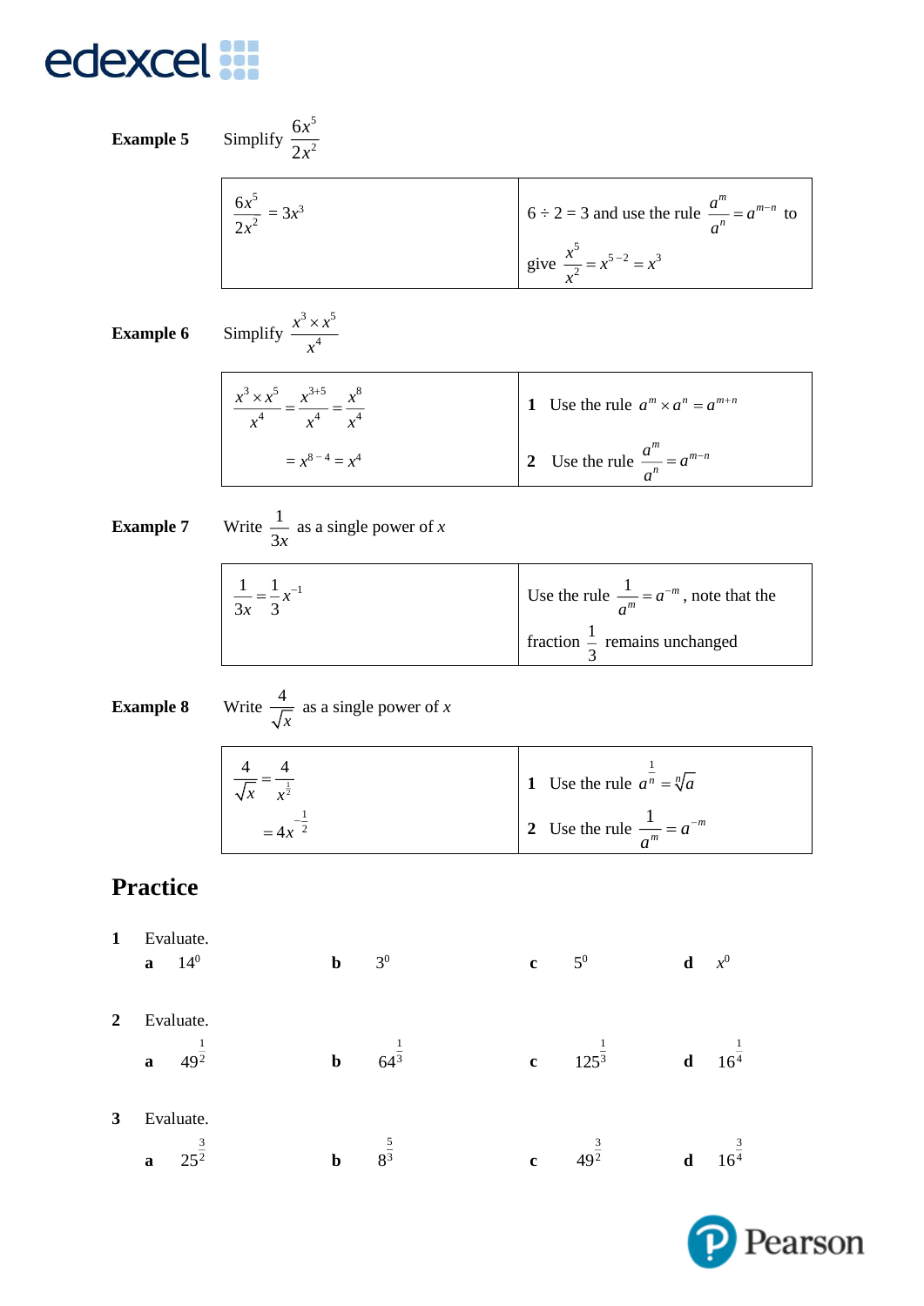**Example 5** Simplify $\dfrac{6x^5}{2x^2}$

| | |
|---|---|
| $\dfrac{6x^5}{2x^2} = 3x^3$ | $6 \div 2 = 3$ and use the rule $\dfrac{a^m}{a^n} = a^{m-n}$ to give $\dfrac{x^5}{x^2} = x^{5-2} = x^3$ |

**Example 6** Simplify $\dfrac{x^3 \times x^5}{x^4}$

| | |
|---|---|
| $\dfrac{x^3 \times x^5}{x^4} = \dfrac{x^{3+5}}{x^4} = \dfrac{x^8}{x^4}$ <br> $= x^{8-4} = x^4$ | **1** Use the rule $a^m \times a^n = a^{m+n}$ <br> **2** Use the rule $\dfrac{a^m}{a^n} = a^{m-n}$ |

**Example 7** Write $\dfrac{1}{3x}$ as a single power of $x$

| | |
|---|---|
| $\dfrac{1}{3x} = \dfrac{1}{3}x^{-1}$ | Use the rule $\dfrac{1}{a^m} = a^{-m}$, note that the fraction $\dfrac{1}{3}$ remains unchanged |

**Example 8** Write $\dfrac{4}{\sqrt{x}}$ as a single power of $x$

| | |
|---|---|
| $\dfrac{4}{\sqrt{x}} = \dfrac{4}{x^{\frac{1}{2}}}$ <br> $= 4x^{-\frac{1}{2}}$ | **1** Use the rule $a^{\frac{1}{n}} = \sqrt[n]{a}$ <br> **2** Use the rule $\dfrac{1}{a^m} = a^{-m}$ |

## Practice

**1** Evaluate.

**a** $14^0$ **b** $3^0$ **c** $5^0$ **d** $x^0$

**2** Evaluate.

**a** $49^{\frac{1}{2}}$ **b** $64^{\frac{1}{3}}$ **c** $125^{\frac{1}{3}}$ **d** $16^{\frac{1}{4}}$

**3** Evaluate.

**a** $25^{\frac{3}{2}}$ **b** $8^{\frac{5}{3}}$ **c** $49^{\frac{3}{2}}$ **d** $16^{\frac{3}{4}}$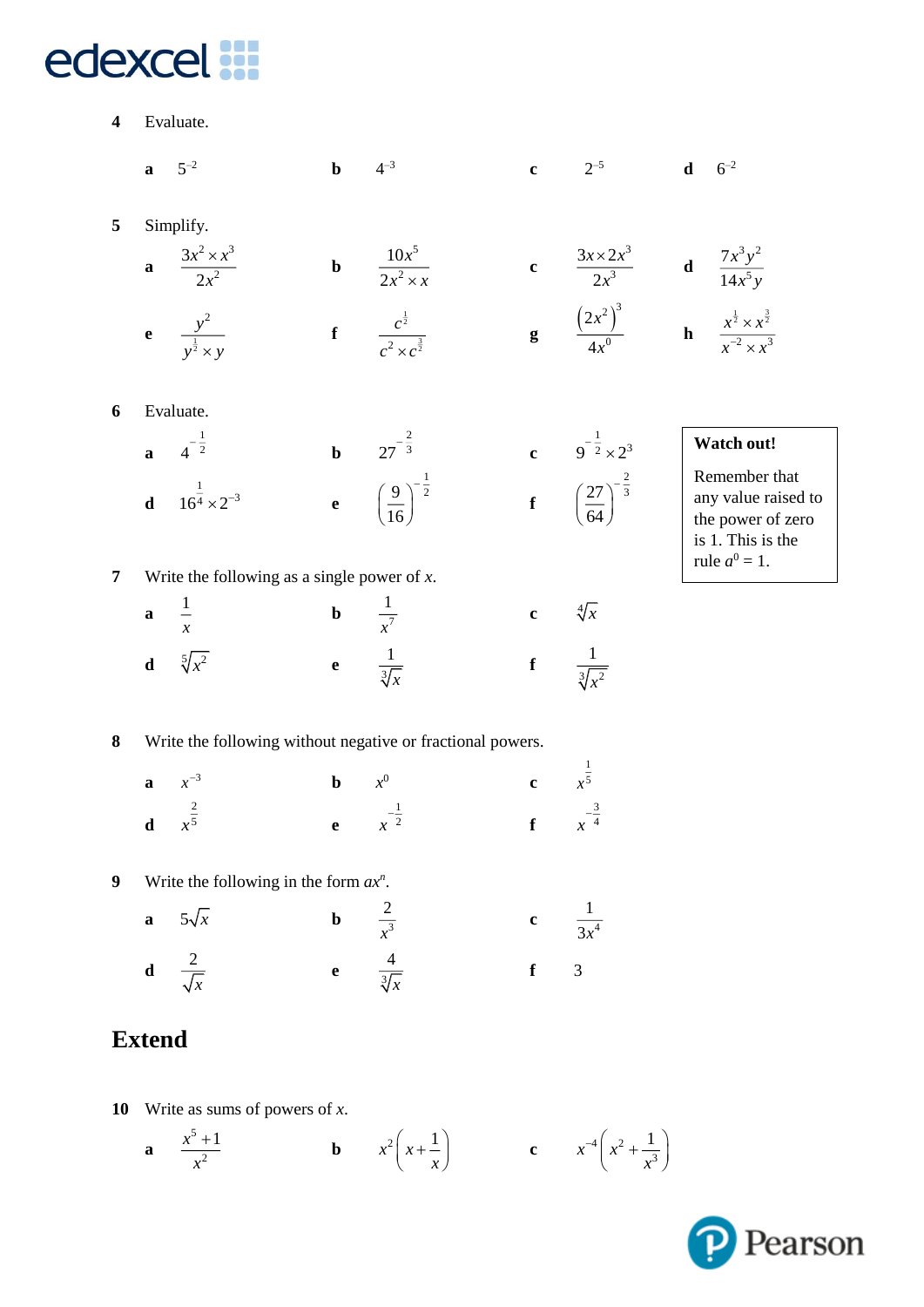**4** Evaluate.

**a** $5^{-2}$ **b** $4^{-3}$ **c** $2^{-5}$ **d** $6^{-2}$

**5** Simplify.

**a** $\dfrac{3x^2 \times x^3}{2x^2}$ **b** $\dfrac{10x^5}{2x^2 \times x}$ **c** $\dfrac{3x \times 2x^3}{2x^3}$ **d** $\dfrac{7x^3y^2}{14x^5y}$

**e** $\dfrac{y^2}{y^{\frac{1}{2}} \times y}$ **f** $\dfrac{c^{\frac{1}{2}}}{c^2 \times c^{\frac{3}{2}}}$ **g** $\dfrac{\left(2x^2\right)^3}{4x^0}$ **h** $\dfrac{x^{\frac{1}{2}} \times x^{\frac{3}{2}}}{x^{-2} \times x^3}$

**6** Evaluate.

**a** $4^{-\frac{1}{2}}$ **b** $27^{-\frac{2}{3}}$ **c** $9^{-\frac{1}{2}} \times 2^3$

**d** $16^{\frac{1}{4}} \times 2^{-3}$ **e** $\left(\dfrac{9}{16}\right)^{-\frac{1}{2}}$ **f** $\left(\dfrac{27}{64}\right)^{-\frac{2}{3}}$

> **Watch out!**
>
> Remember that any value raised to the power of zero is 1. This is the rule $a^0 = 1$.

**7** Write the following as a single power of $x$.

**a** $\dfrac{1}{x}$ **b** $\dfrac{1}{x^7}$ **c** $\sqrt[4]{x}$

**d** $\sqrt[5]{x^2}$ **e** $\dfrac{1}{\sqrt[3]{x}}$ **f** $\dfrac{1}{\sqrt[3]{x^2}}$

**8** Write the following without negative or fractional powers.

**a** $x^{-3}$ **b** $x^0$ **c** $x^{\frac{1}{5}}$

**d** $x^{\frac{2}{5}}$ **e** $x^{-\frac{1}{2}}$ **f** $x^{-\frac{3}{4}}$

**9** Write the following in the form $ax^n$.

**a** $5\sqrt{x}$ **b** $\dfrac{2}{x^3}$ **c** $\dfrac{1}{3x^4}$

**d** $\dfrac{2}{\sqrt{x}}$ **e** $\dfrac{4}{\sqrt[3]{x}}$ **f** $3$

## Extend

**10** Write as sums of powers of $x$.

**a** $\dfrac{x^5+1}{x^2}$ **b** $x^2\left(x+\dfrac{1}{x}\right)$ **c** $x^{-4}\left(x^2+\dfrac{1}{x^3}\right)$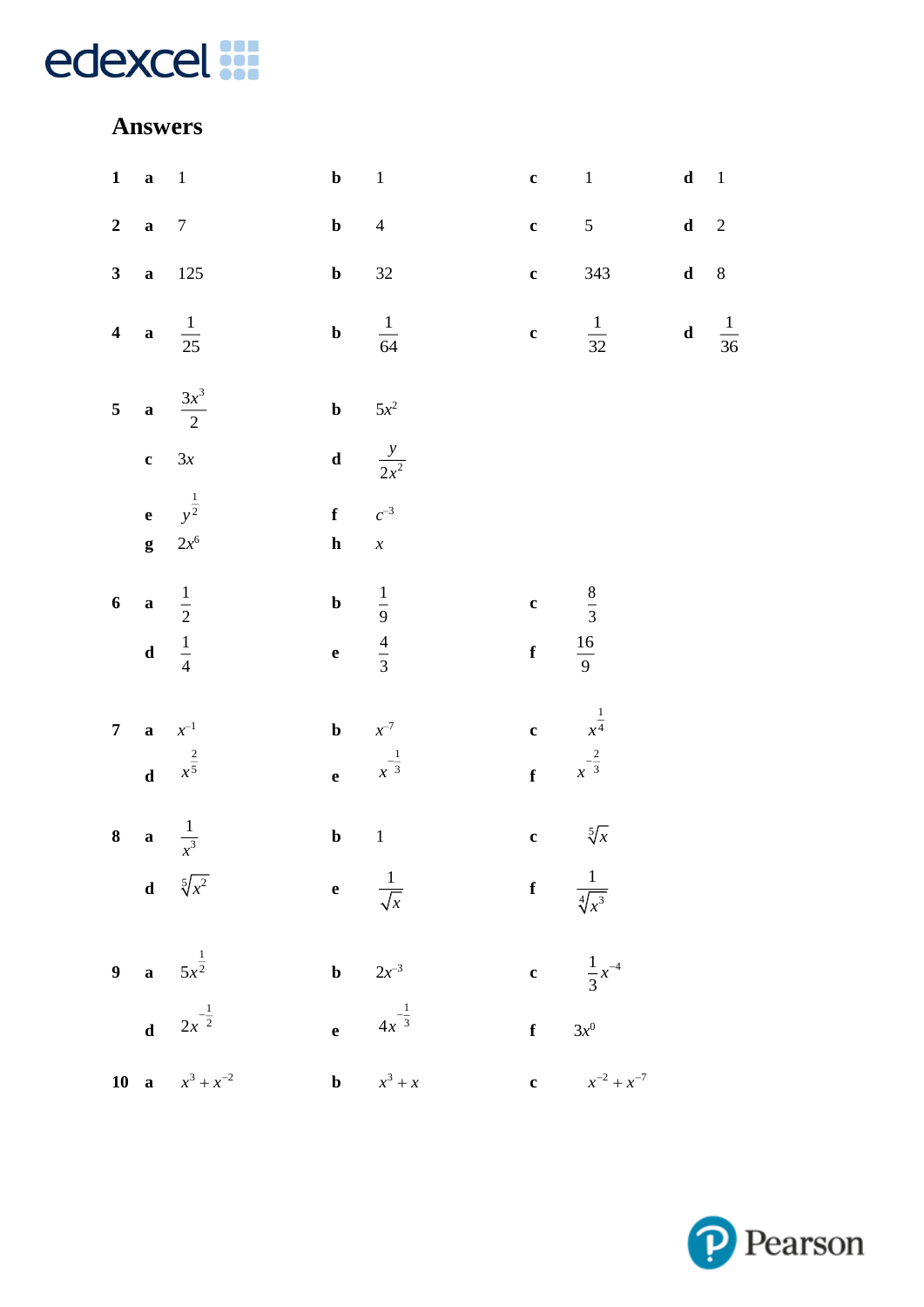## Answers

**1** **a** 1 **b** 1 **c** 1 **d** 1

**2** **a** 7 **b** 4 **c** 5 **d** 2

**3** **a** 125 **b** 32 **c** 343 **d** 8

**4** **a** $\frac{1}{25}$ **b** $\frac{1}{64}$ **c** $\frac{1}{32}$ **d** $\frac{1}{36}$

**5** **a** $\frac{3x^3}{2}$ **b** $5x^2$

**c** $3x$ **d** $\frac{y}{2x^2}$

**e** $y^{\frac{1}{2}}$ **f** $c^{-3}$

**g** $2x^6$ **h** $x$

**6** **a** $\frac{1}{2}$ **b** $\frac{1}{9}$ **c** $\frac{8}{3}$

**d** $\frac{1}{4}$ **e** $\frac{4}{3}$ **f** $\frac{16}{9}$

**7** **a** $x^{-1}$ **b** $x^{-7}$ **c** $x^{\frac{1}{4}}$

**d** $x^{\frac{2}{5}}$ **e** $x^{-\frac{1}{3}}$ **f** $x^{-\frac{2}{3}}$

**8** **a** $\frac{1}{x^3}$ **b** 1 **c** $\sqrt[5]{x}$

**d** $\sqrt[5]{x^2}$ **e** $\frac{1}{\sqrt{x}}$ **f** $\frac{1}{\sqrt[4]{x^3}}$

**9** **a** $5x^{\frac{1}{2}}$ **b** $2x^{-3}$ **c** $\frac{1}{3}x^{-4}$

**d** $2x^{-\frac{1}{2}}$ **e** $4x^{-\frac{1}{3}}$ **f** $3x^0$

**10** **a** $x^3 + x^{-2}$ **b** $x^3 + x$ **c** $x^{-2} + x^{-7}$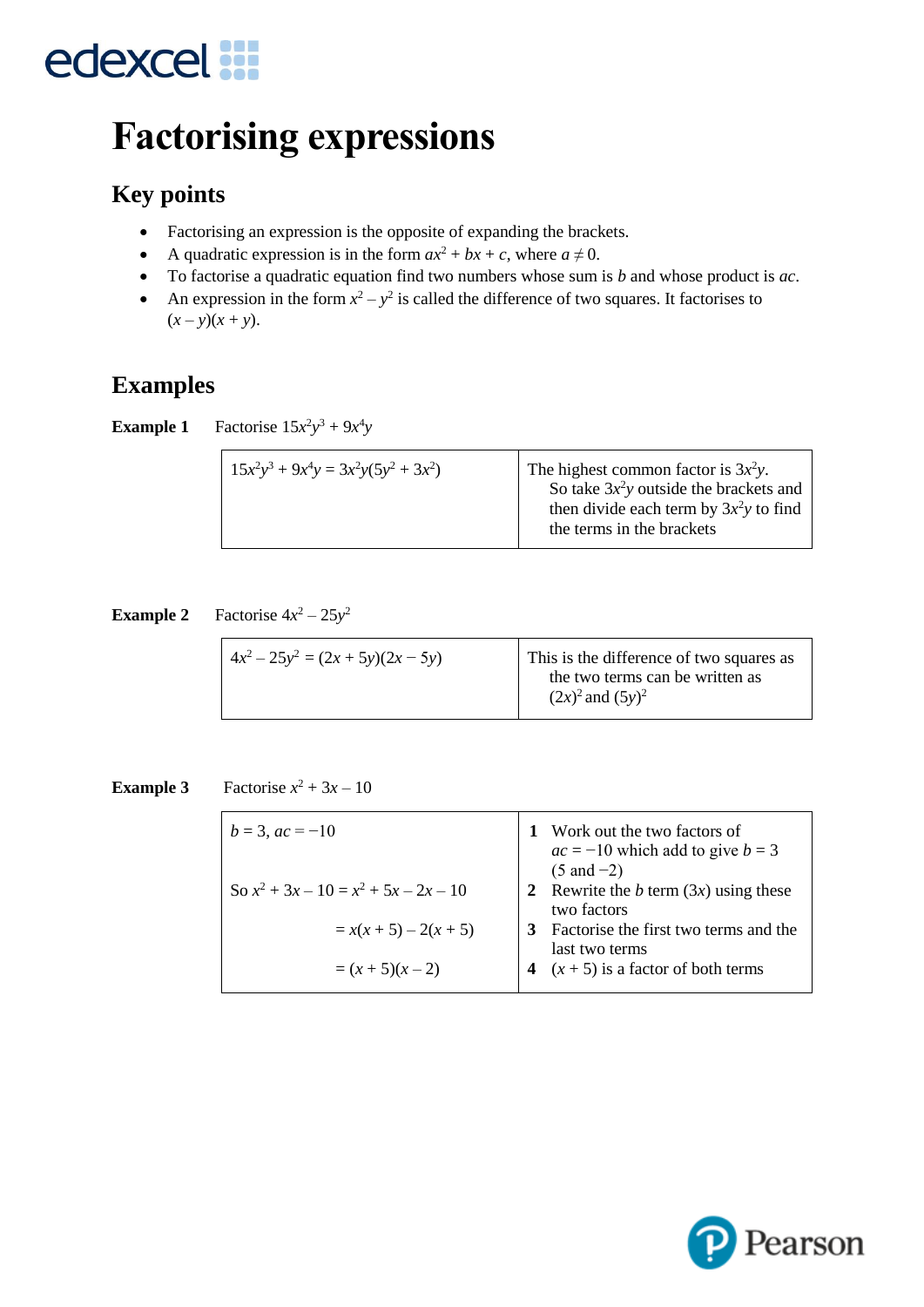# Factorising expressions

## Key points

- Factorising an expression is the opposite of expanding the brackets.
- A quadratic expression is in the form $ax^2 + bx + c$, where $a \neq 0$.
- To factorise a quadratic equation find two numbers whose sum is $b$ and whose product is $ac$.
- An expression in the form $x^2 – y^2$ is called the difference of two squares. It factorises to $(x – y)(x + y)$.

## Examples

**Example 1** Factorise $15x^2y^3 + 9x^4y$

| | |
|---|---|
| $15x^2y^3 + 9x^4y = 3x^2y(5y^2 + 3x^2)$ | The highest common factor is $3x^2y$. So take $3x^2y$ outside the brackets and then divide each term by $3x^2y$ to find the terms in the brackets |

**Example 2** Factorise $4x^2 – 25y^2$

| | |
|---|---|
| $4x^2 – 25y^2 = (2x + 5y)(2x − 5y)$ | This is the difference of two squares as the two terms can be written as $(2x)^2$ and $(5y)^2$ |

**Example 3** Factorise $x^2 + 3x – 10$

| | |
|---|---|
| $b = 3$, $ac = −10$ | **1** Work out the two factors of $ac = −10$ which add to give $b = 3$ (5 and −2) |
| So $x^2 + 3x – 10 = x^2 + 5x – 2x – 10$ | **2** Rewrite the $b$ term ($3x$) using these two factors |
| $= x(x + 5) – 2(x + 5)$ | **3** Factorise the first two terms and the last two terms |
| $= (x + 5)(x – 2)$ | **4** $(x + 5)$ is a factor of both terms |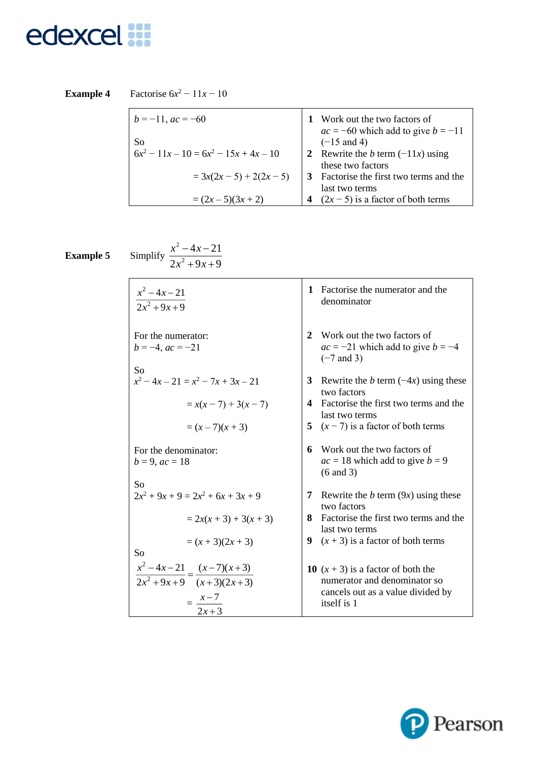**Example 4** Factorise $6x^2 - 11x - 10$

| | |
|---|---|
| $b = -11$, $ac = -60$<br><br>So<br>$6x^2 - 11x - 10 = 6x^2 - 15x + 4x - 10$<br><br>$= 3x(2x - 5) + 2(2x - 5)$<br><br>$= (2x - 5)(3x + 2)$ | **1** Work out the two factors of $ac = -60$ which add to give $b = -11$ ($-15$ and 4)<br>**2** Rewrite the $b$ term ($-11x$) using these two factors<br>**3** Factorise the first two terms and the last two terms<br>**4** $(2x - 5)$ is a factor of both terms |

**Example 5** Simplify $\dfrac{x^2 - 4x - 21}{2x^2 + 9x + 9}$

| | |
|---|---|
| $\dfrac{x^2 - 4x - 21}{2x^2 + 9x + 9}$ | **1** Factorise the numerator and the denominator |
| For the numerator:<br>$b = -4$, $ac = -21$ | **2** Work out the two factors of $ac = -21$ which add to give $b = -4$ ($-7$ and 3) |
| So<br>$x^2 - 4x - 21 = x^2 - 7x + 3x - 21$<br><br>$= x(x - 7) + 3(x - 7)$<br><br>$= (x - 7)(x + 3)$ | **3** Rewrite the $b$ term ($-4x$) using these two factors<br>**4** Factorise the first two terms and the last two terms<br>**5** $(x - 7)$ is a factor of both terms |
| For the denominator:<br>$b = 9$, $ac = 18$ | **6** Work out the two factors of $ac = 18$ which add to give $b = 9$ (6 and 3) |
| So<br>$2x^2 + 9x + 9 = 2x^2 + 6x + 3x + 9$<br><br>$= 2x(x + 3) + 3(x + 3)$<br><br>$= (x + 3)(2x + 3)$ | **7** Rewrite the $b$ term ($9x$) using these two factors<br>**8** Factorise the first two terms and the last two terms<br>**9** $(x + 3)$ is a factor of both terms |
| So<br>$\dfrac{x^2 - 4x - 21}{2x^2 + 9x + 9} = \dfrac{(x-7)(x+3)}{(x+3)(2x+3)}$<br><br>$= \dfrac{x - 7}{2x + 3}$ | **10** $(x + 3)$ is a factor of both the numerator and denominator so cancels out as a value divided by itself is 1 |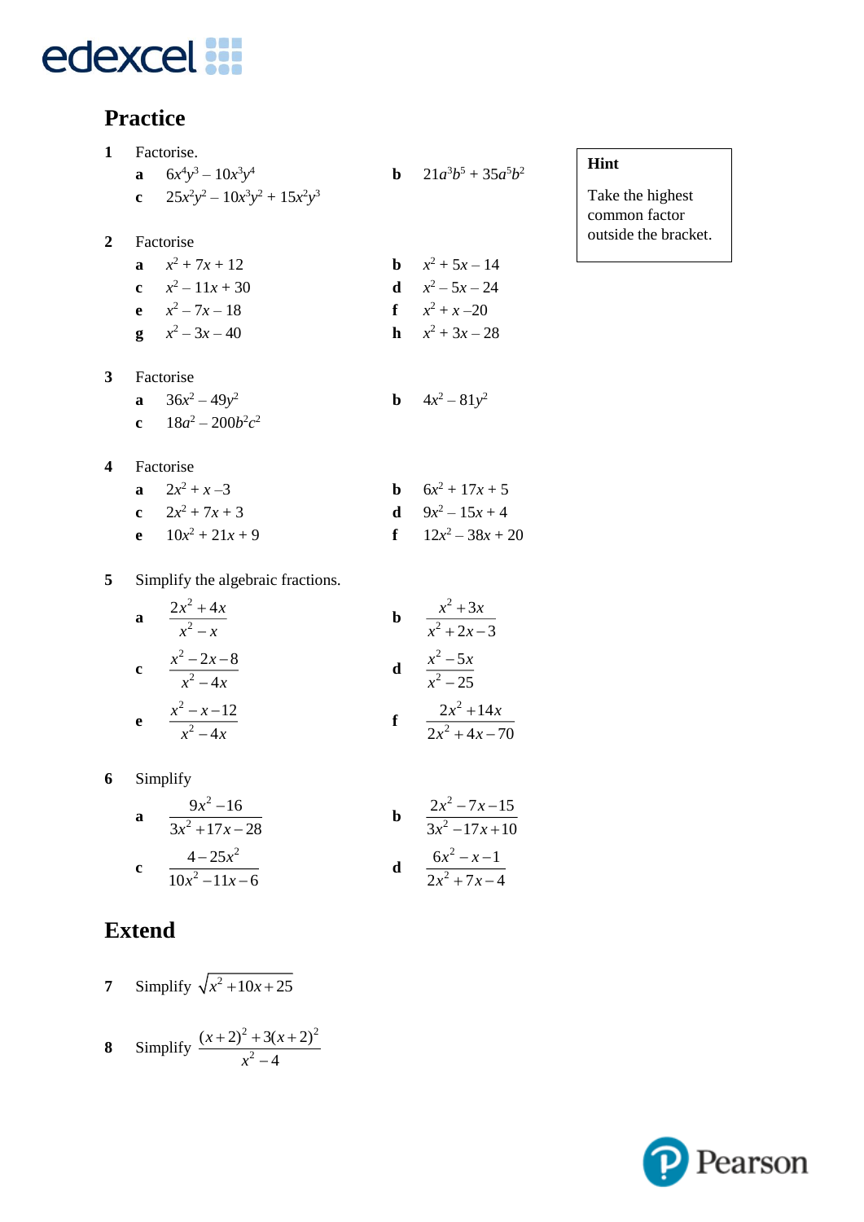## Practice

**1** Factorise.

**a** $6x^4y^3 - 10x^3y^4$

**b** $21a^3b^5 + 35a^5b^2$

**c** $25x^2y^2 - 10x^3y^2 + 15x^2y^3$

> **Hint**
>
> Take the highest common factor outside the bracket.

**2** Factorise

**a** $x^2 + 7x + 12$

**b** $x^2 + 5x - 14$

**c** $x^2 - 11x + 30$

**d** $x^2 - 5x - 24$

**e** $x^2 - 7x - 18$

**f** $x^2 + x - 20$

**g** $x^2 - 3x - 40$

**h** $x^2 + 3x - 28$

**3** Factorise

**a** $36x^2 - 49y^2$

**b** $4x^2 - 81y^2$

**c** $18a^2 - 200b^2c^2$

**4** Factorise

**a** $2x^2 + x - 3$

**b** $6x^2 + 17x + 5$

**c** $2x^2 + 7x + 3$

**d** $9x^2 - 15x + 4$

**e** $10x^2 + 21x + 9$

**f** $12x^2 - 38x + 20$

**5** Simplify the algebraic fractions.

**a** $\dfrac{2x^2 + 4x}{x^2 - x}$

**b** $\dfrac{x^2 + 3x}{x^2 + 2x - 3}$

**c** $\dfrac{x^2 - 2x - 8}{x^2 - 4x}$

**d** $\dfrac{x^2 - 5x}{x^2 - 25}$

**e** $\dfrac{x^2 - x - 12}{x^2 - 4x}$

**f** $\dfrac{2x^2 + 14x}{2x^2 + 4x - 70}$

**6** Simplify

**a** $\dfrac{9x^2 - 16}{3x^2 + 17x - 28}$

**b** $\dfrac{2x^2 - 7x - 15}{3x^2 - 17x + 10}$

**c** $\dfrac{4 - 25x^2}{10x^2 - 11x - 6}$

**d** $\dfrac{6x^2 - x - 1}{2x^2 + 7x - 4}$

## Extend

**7** Simplify $\sqrt{x^2 + 10x + 25}$

**8** Simplify $\dfrac{(x+2)^2 + 3(x+2)^2}{x^2 - 4}$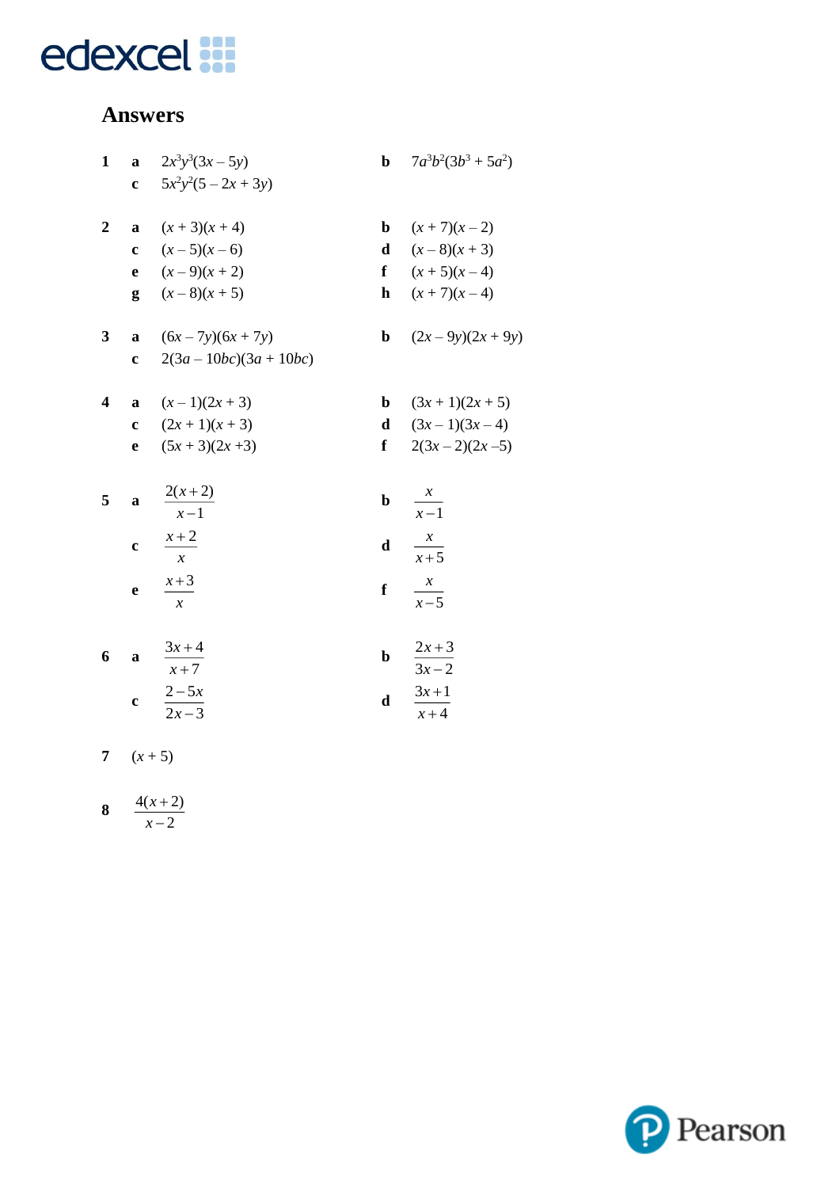## Answers

**1** **a** $2x^3y^3(3x - 5y)$ **b** $7a^3b^2(3b^3 + 5a^2)$

**c** $5x^2y^2(5 - 2x + 3y)$

**2** **a** $(x + 3)(x + 4)$ **b** $(x + 7)(x - 2)$

**c** $(x - 5)(x - 6)$ **d** $(x - 8)(x + 3)$

**e** $(x - 9)(x + 2)$ **f** $(x + 5)(x - 4)$

**g** $(x - 8)(x + 5)$ **h** $(x + 7)(x - 4)$

**3** **a** $(6x - 7y)(6x + 7y)$ **b** $(2x - 9y)(2x + 9y)$

**c** $2(3a - 10bc)(3a + 10bc)$

**4** **a** $(x - 1)(2x + 3)$ **b** $(3x + 1)(2x + 5)$

**c** $(2x + 1)(x + 3)$ **d** $(3x - 1)(3x - 4)$

**e** $(5x + 3)(2x + 3)$ **f** $2(3x - 2)(2x - 5)$

**5** **a** $\dfrac{2(x+2)}{x-1}$ **b** $\dfrac{x}{x-1}$

**c** $\dfrac{x+2}{x}$ **d** $\dfrac{x}{x+5}$

**e** $\dfrac{x+3}{x}$ **f** $\dfrac{x}{x-5}$

**6** **a** $\dfrac{3x+4}{x+7}$ **b** $\dfrac{2x+3}{3x-2}$

**c** $\dfrac{2-5x}{2x-3}$ **d** $\dfrac{3x+1}{x+4}$

**7** $(x + 5)$

**8** $\dfrac{4(x+2)}{x-2}$